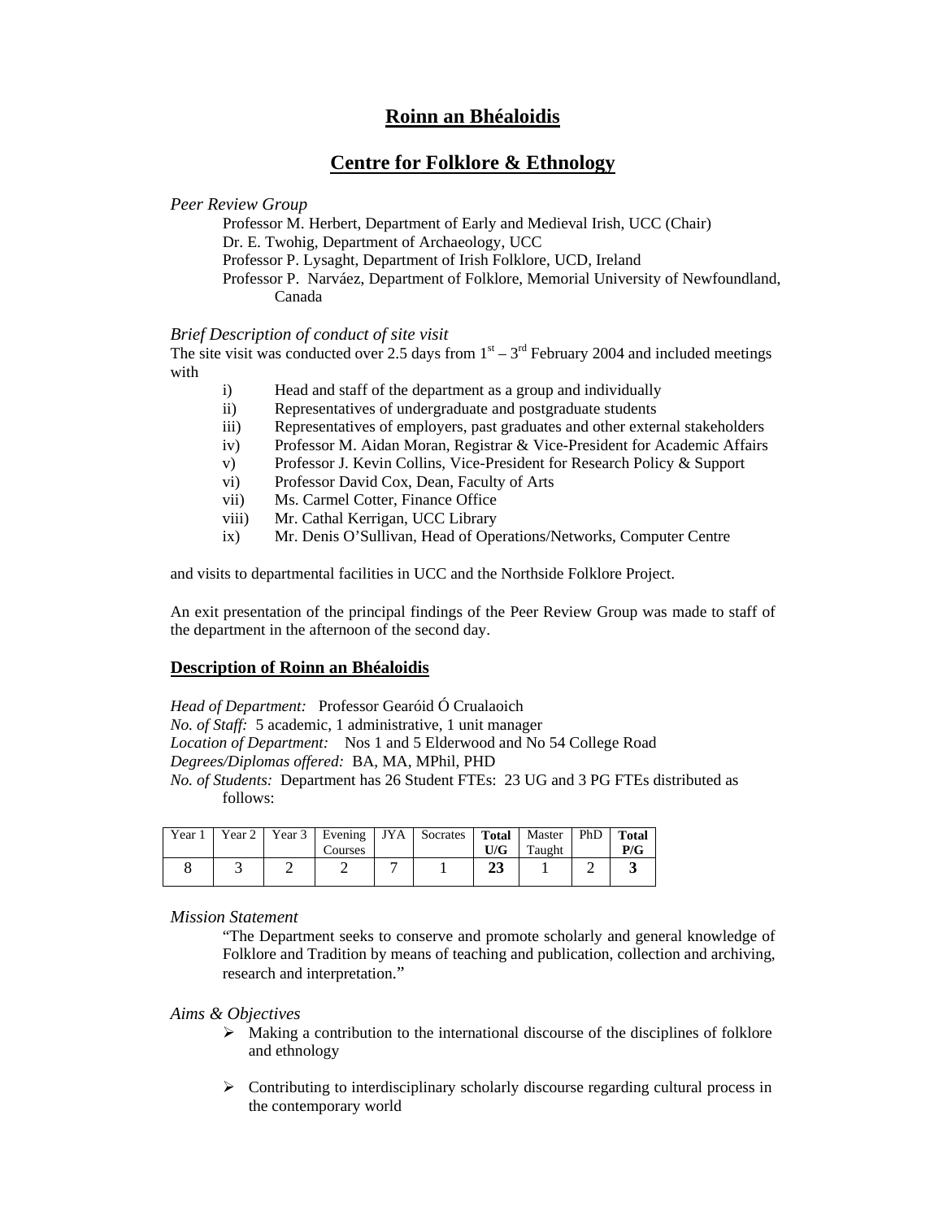# Roinn an Bhéaloidis

## Centre for Folklore & Ethnology

*Peer Review Group*

Professor M. Herbert, Department of Early and Medieval Irish, UCC (Chair)
Dr. E. Twohig, Department of Archaeology, UCC
Professor P. Lysaght, Department of Irish Folklore, UCD, Ireland
Professor P. Narváez, Department of Folklore, Memorial University of Newfoundland, Canada

*Brief Description of conduct of site visit*

The site visit was conducted over 2.5 days from 1st – 3rd February 2004 and included meetings with

- i) Head and staff of the department as a group and individually
- ii) Representatives of undergraduate and postgraduate students
- iii) Representatives of employers, past graduates and other external stakeholders
- iv) Professor M. Aidan Moran, Registrar & Vice-President for Academic Affairs
- v) Professor J. Kevin Collins, Vice-President for Research Policy & Support
- vi) Professor David Cox, Dean, Faculty of Arts
- vii) Ms. Carmel Cotter, Finance Office
- viii) Mr. Cathal Kerrigan, UCC Library
- ix) Mr. Denis O'Sullivan, Head of Operations/Networks, Computer Centre

and visits to departmental facilities in UCC and the Northside Folklore Project.

An exit presentation of the principal findings of the Peer Review Group was made to staff of the department in the afternoon of the second day.

### Description of Roinn an Bhéaloidis

*Head of Department:* Professor Gearóid Ó Crualaoich
*No. of Staff:* 5 academic, 1 administrative, 1 unit manager
*Location of Department:* Nos 1 and 5 Elderwood and No 54 College Road
*Degrees/Diplomas offered:* BA, MA, MPhil, PHD
*No. of Students:* Department has 26 Student FTEs: 23 UG and 3 PG FTEs distributed as follows:

| Year 1 | Year 2 | Year 3 | Evening Courses | JYA | Socrates | **Total U/G** | Master Taught | PhD | **Total P/G** |
|---|---|---|---|---|---|---|---|---|---|
| 8 | 3 | 2 | 2 | 7 | 1 | **23** | 1 | 2 | **3** |

*Mission Statement*

"The Department seeks to conserve and promote scholarly and general knowledge of Folklore and Tradition by means of teaching and publication, collection and archiving, research and interpretation."

*Aims & Objectives*

- Making a contribution to the international discourse of the disciplines of folklore and ethnology
- Contributing to interdisciplinary scholarly discourse regarding cultural process in the contemporary world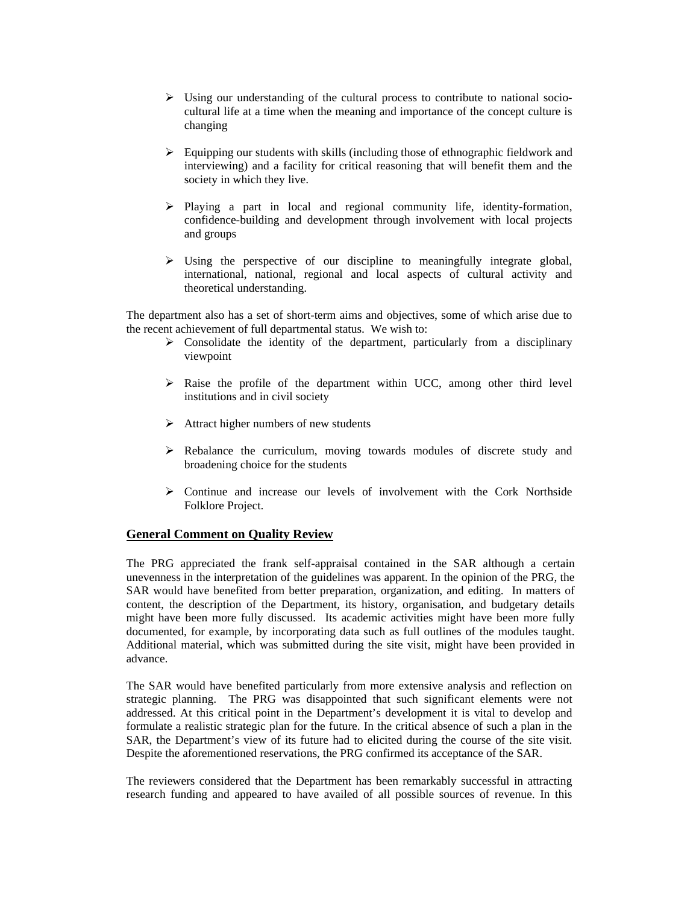- Using our understanding of the cultural process to contribute to national socio-cultural life at a time when the meaning and importance of the concept culture is changing

- Equipping our students with skills (including those of ethnographic fieldwork and interviewing) and a facility for critical reasoning that will benefit them and the society in which they live.

- Playing a part in local and regional community life, identity-formation, confidence-building and development through involvement with local projects and groups

- Using the perspective of our discipline to meaningfully integrate global, international, national, regional and local aspects of cultural activity and theoretical understanding.

The department also has a set of short-term aims and objectives, some of which arise due to the recent achievement of full departmental status. We wish to:

- Consolidate the identity of the department, particularly from a disciplinary viewpoint

- Raise the profile of the department within UCC, among other third level institutions and in civil society

- Attract higher numbers of new students

- Rebalance the curriculum, moving towards modules of discrete study and broadening choice for the students

- Continue and increase our levels of involvement with the Cork Northside Folklore Project.

## General Comment on Quality Review

The PRG appreciated the frank self-appraisal contained in the SAR although a certain unevenness in the interpretation of the guidelines was apparent. In the opinion of the PRG, the SAR would have benefited from better preparation, organization, and editing. In matters of content, the description of the Department, its history, organisation, and budgetary details might have been more fully discussed. Its academic activities might have been more fully documented, for example, by incorporating data such as full outlines of the modules taught. Additional material, which was submitted during the site visit, might have been provided in advance.

The SAR would have benefited particularly from more extensive analysis and reflection on strategic planning. The PRG was disappointed that such significant elements were not addressed. At this critical point in the Department's development it is vital to develop and formulate a realistic strategic plan for the future. In the critical absence of such a plan in the SAR, the Department's view of its future had to elicited during the course of the site visit. Despite the aforementioned reservations, the PRG confirmed its acceptance of the SAR.

The reviewers considered that the Department has been remarkably successful in attracting research funding and appeared to have availed of all possible sources of revenue. In this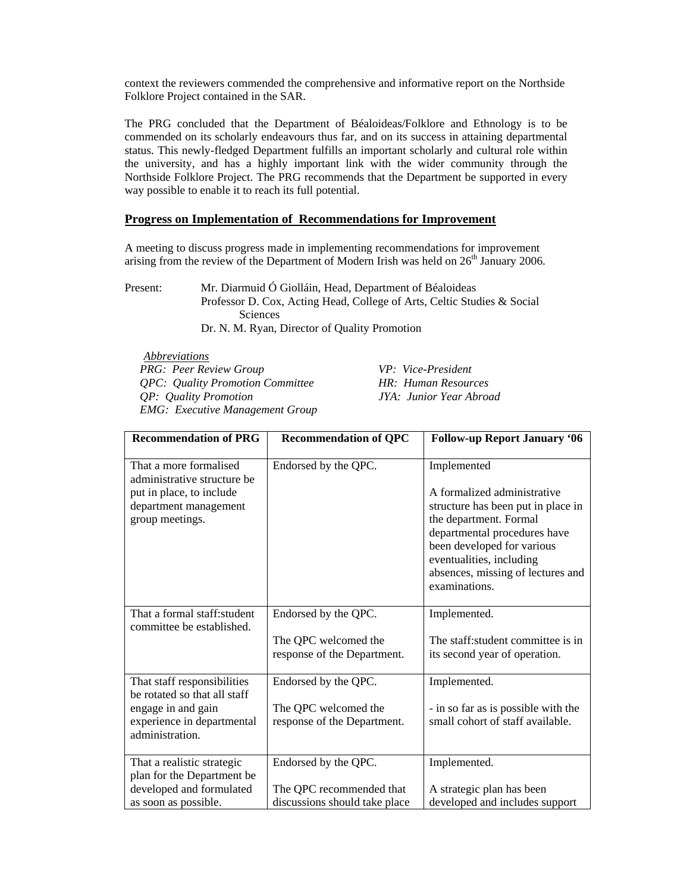context the reviewers commended the comprehensive and informative report on the Northside Folklore Project contained in the SAR.

The PRG concluded that the Department of Béaloideas/Folklore and Ethnology is to be commended on its scholarly endeavours thus far, and on its success in attaining departmental status. This newly-fledged Department fulfills an important scholarly and cultural role within the university, and has a highly important link with the wider community through the Northside Folklore Project. The PRG recommends that the Department be supported in every way possible to enable it to reach its full potential.

## Progress on Implementation of Recommendations for Improvement

A meeting to discuss progress made in implementing recommendations for improvement arising from the review of the Department of Modern Irish was held on 26th January 2006.

Present: Mr. Diarmuid Ó Giolláin, Head, Department of Béaloideas
Professor D. Cox, Acting Head, College of Arts, Celtic Studies & Social Sciences
Dr. N. M. Ryan, Director of Quality Promotion

*Abbreviations*

*PRG: Peer Review Group*
*QPC: Quality Promotion Committee*
*QP: Quality Promotion*
*EMG: Executive Management Group*
*VP: Vice-President*
*HR: Human Resources*
*JYA: Junior Year Abroad*

| Recommendation of PRG | Recommendation of QPC | Follow-up Report January '06 |
|---|---|---|
| That a more formalised administrative structure be put in place, to include department management group meetings. | Endorsed by the QPC. | Implemented<br><br>A formalized administrative structure has been put in place in the department. Formal departmental procedures have been developed for various eventualities, including absences, missing of lectures and examinations. |
| That a formal staff:student committee be established. | Endorsed by the QPC.<br><br>The QPC welcomed the response of the Department. | Implemented.<br><br>The staff:student committee is in its second year of operation. |
| That staff responsibilities be rotated so that all staff engage in and gain experience in departmental administration. | Endorsed by the QPC.<br><br>The QPC welcomed the response of the Department. | Implemented.<br><br>- in so far as is possible with the small cohort of staff available. |
| That a realistic strategic plan for the Department be developed and formulated as soon as possible. | Endorsed by the QPC.<br><br>The QPC recommended that discussions should take place | Implemented.<br><br>A strategic plan has been developed and includes support |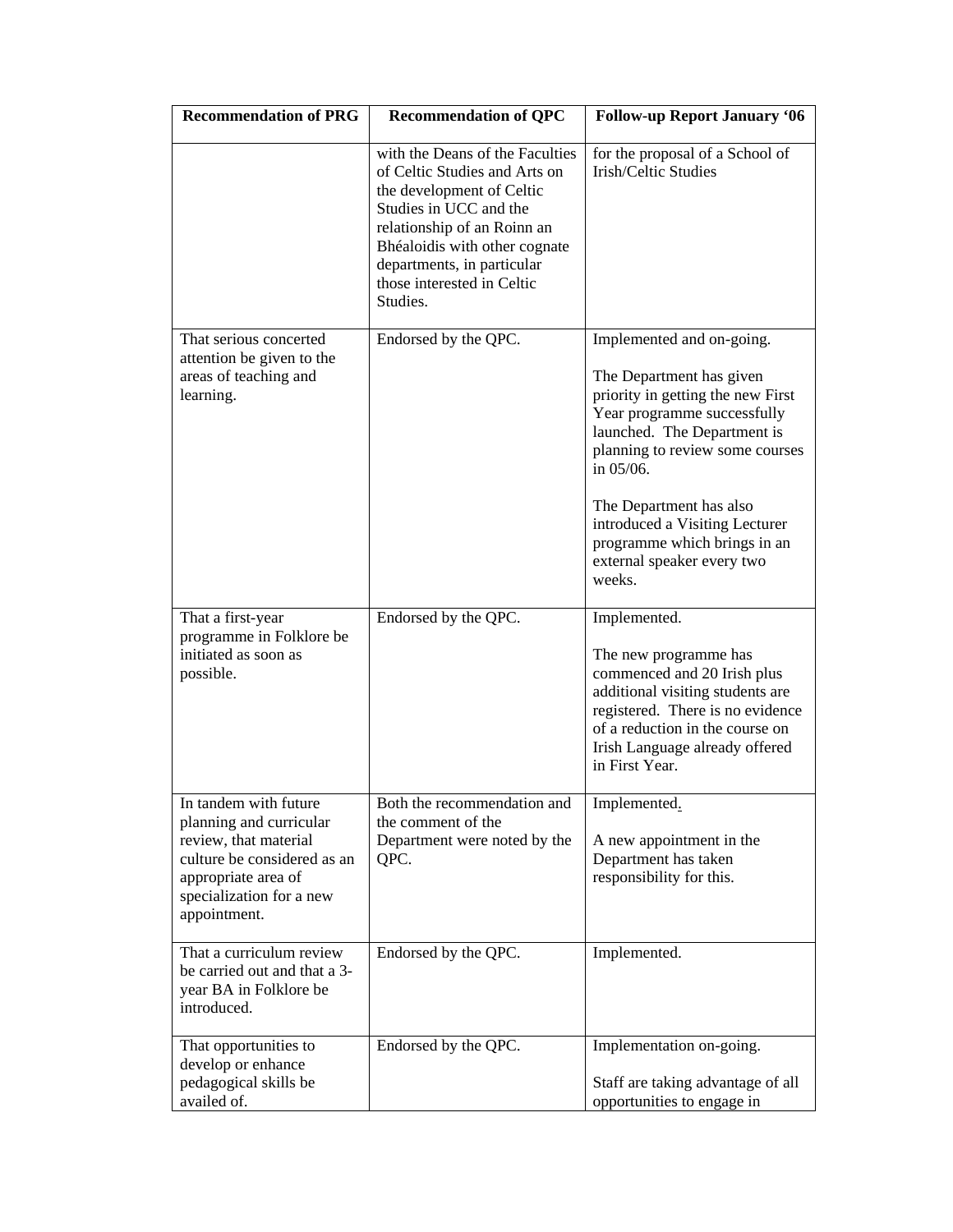| Recommendation of PRG | Recommendation of QPC | Follow-up Report January '06 |
|---|---|---|
| | with the Deans of the Faculties of Celtic Studies and Arts on the development of Celtic Studies in UCC and the relationship of an Roinn an Bhéaloidis with other cognate departments, in particular those interested in Celtic Studies. | for the proposal of a School of Irish/Celtic Studies |
| That serious concerted attention be given to the areas of teaching and learning. | Endorsed by the QPC. | Implemented and on-going.<br><br>The Department has given priority in getting the new First Year programme successfully launched. The Department is planning to review some courses in 05/06.<br><br>The Department has also introduced a Visiting Lecturer programme which brings in an external speaker every two weeks. |
| That a first-year programme in Folklore be initiated as soon as possible. | Endorsed by the QPC. | Implemented.<br><br>The new programme has commenced and 20 Irish plus additional visiting students are registered. There is no evidence of a reduction in the course on Irish Language already offered in First Year. |
| In tandem with future planning and curricular review, that material culture be considered as an appropriate area of specialization for a new appointment. | Both the recommendation and the comment of the Department were noted by the QPC. | Implemented.<br><br>A new appointment in the Department has taken responsibility for this. |
| That a curriculum review be carried out and that a 3-year BA in Folklore be introduced. | Endorsed by the QPC. | Implemented. |
| That opportunities to develop or enhance pedagogical skills be availed of. | Endorsed by the QPC. | Implementation on-going.<br><br>Staff are taking advantage of all opportunities to engage in |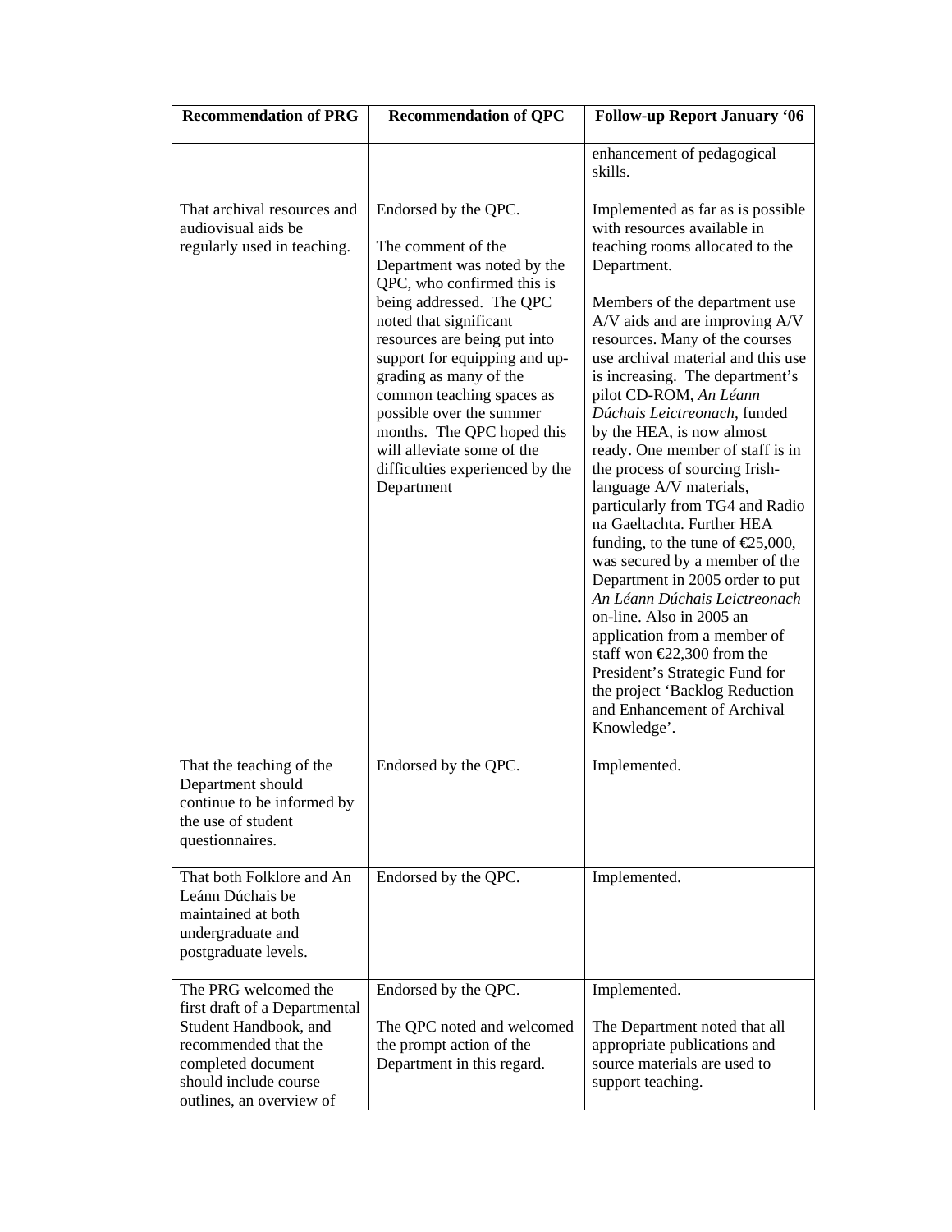| Recommendation of PRG | Recommendation of QPC | Follow-up Report January '06 |
| --- | --- | --- |
| | | enhancement of pedagogical skills. |
| That archival resources and audiovisual aids be regularly used in teaching. | Endorsed by the QPC.<br><br>The comment of the Department was noted by the QPC, who confirmed this is being addressed. The QPC noted that significant resources are being put into support for equipping and up-grading as many of the common teaching spaces as possible over the summer months. The QPC hoped this will alleviate some of the difficulties experienced by the Department | Implemented as far as is possible with resources available in teaching rooms allocated to the Department.<br><br>Members of the department use A/V aids and are improving A/V resources. Many of the courses use archival material and this use is increasing. The department's pilot CD-ROM, *An Léann Dúchais Leictreonach*, funded by the HEA, is now almost ready. One member of staff is in the process of sourcing Irish-language A/V materials, particularly from TG4 and Radio na Gaeltachta. Further HEA funding, to the tune of €25,000, was secured by a member of the Department in 2005 order to put *An Léann Dúchais Leictreonach* on-line. Also in 2005 an application from a member of staff won €22,300 from the President's Strategic Fund for the project 'Backlog Reduction and Enhancement of Archival Knowledge'. |
| That the teaching of the Department should continue to be informed by the use of student questionnaires. | Endorsed by the QPC. | Implemented. |
| That both Folklore and An Leánn Dúchais be maintained at both undergraduate and postgraduate levels. | Endorsed by the QPC. | Implemented. |
| The PRG welcomed the first draft of a Departmental Student Handbook, and recommended that the completed document should include course outlines, an overview of | Endorsed by the QPC.<br><br>The QPC noted and welcomed the prompt action of the Department in this regard. | Implemented.<br><br>The Department noted that all appropriate publications and source materials are used to support teaching. |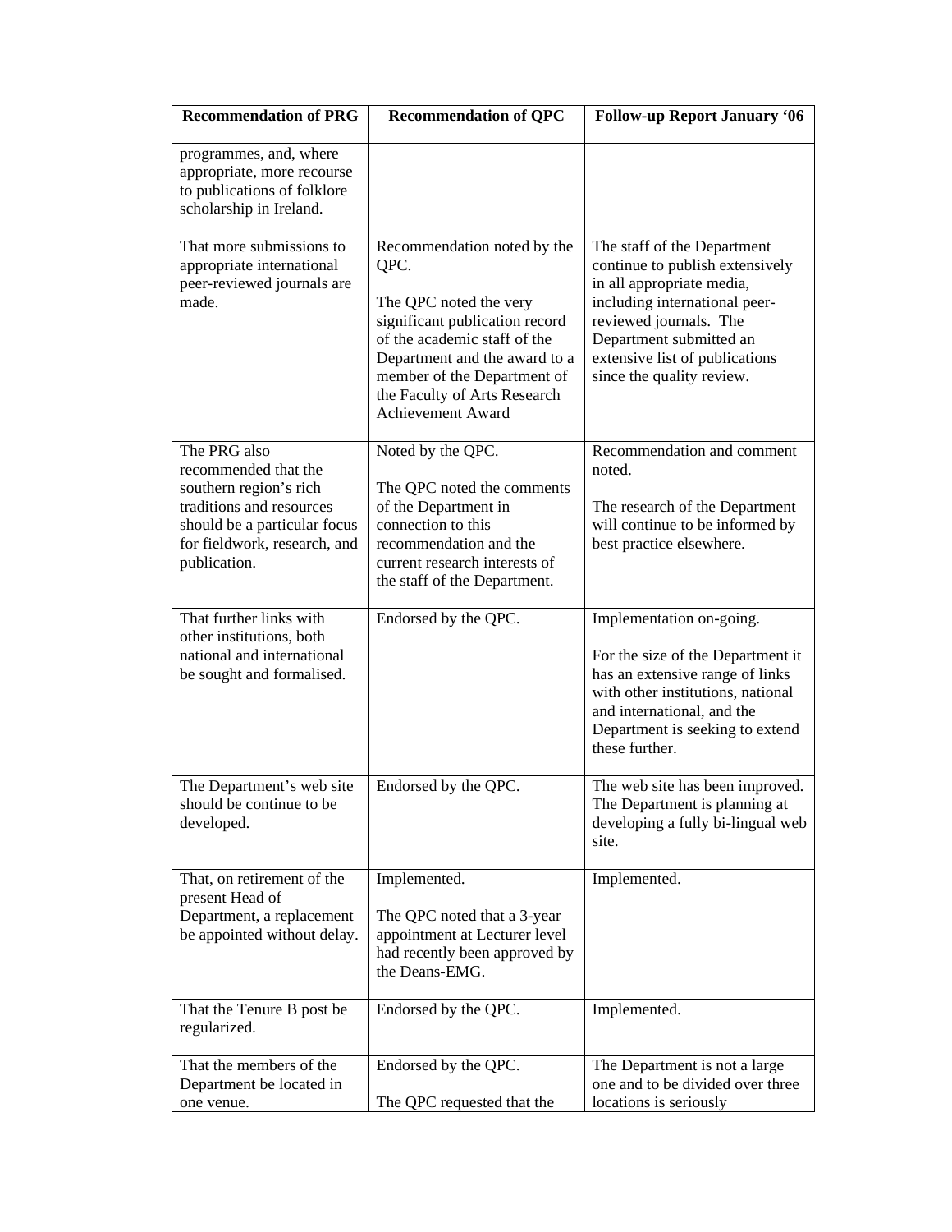| Recommendation of PRG | Recommendation of QPC | Follow-up Report January '06 |
|---|---|---|
| programmes, and, where appropriate, more recourse to publications of folklore scholarship in Ireland. | | |
| That more submissions to appropriate international peer-reviewed journals are made. | Recommendation noted by the QPC.<br><br>The QPC noted the very significant publication record of the academic staff of the Department and the award to a member of the Department of the Faculty of Arts Research Achievement Award | The staff of the Department continue to publish extensively in all appropriate media, including international peer-reviewed journals. The Department submitted an extensive list of publications since the quality review. |
| The PRG also recommended that the southern region's rich traditions and resources should be a particular focus for fieldwork, research, and publication. | Noted by the QPC.<br><br>The QPC noted the comments of the Department in connection to this recommendation and the current research interests of the staff of the Department. | Recommendation and comment noted.<br><br>The research of the Department will continue to be informed by best practice elsewhere. |
| That further links with other institutions, both national and international be sought and formalised. | Endorsed by the QPC. | Implementation on-going.<br><br>For the size of the Department it has an extensive range of links with other institutions, national and international, and the Department is seeking to extend these further. |
| The Department's web site should be continue to be developed. | Endorsed by the QPC. | The web site has been improved. The Department is planning at developing a fully bi-lingual web site. |
| That, on retirement of the present Head of Department, a replacement be appointed without delay. | Implemented.<br><br>The QPC noted that a 3-year appointment at Lecturer level had recently been approved by the Deans-EMG. | Implemented. |
| That the Tenure B post be regularized. | Endorsed by the QPC. | Implemented. |
| That the members of the Department be located in one venue. | Endorsed by the QPC.<br><br>The QPC requested that the | The Department is not a large one and to be divided over three locations is seriously |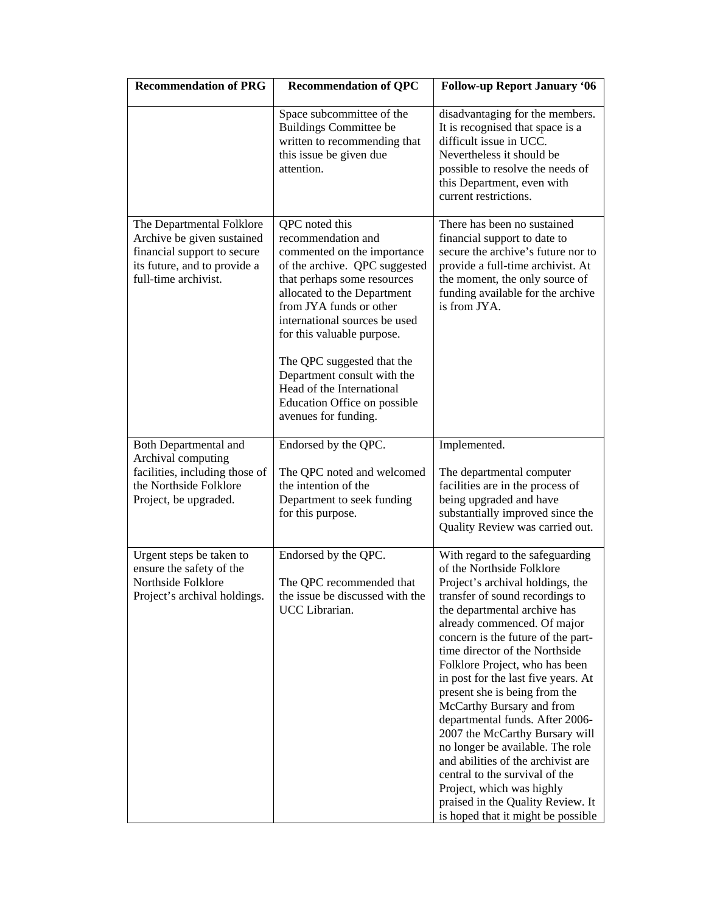| Recommendation of PRG | Recommendation of QPC | Follow-up Report January '06 |
|---|---|---|
| | Space subcommittee of the Buildings Committee be written to recommending that this issue be given due attention. | disadvantaging for the members. It is recognised that space is a difficult issue in UCC. Nevertheless it should be possible to resolve the needs of this Department, even with current restrictions. |
| The Departmental Folklore Archive be given sustained financial support to secure its future, and to provide a full-time archivist. | QPC noted this recommendation and commented on the importance of the archive. QPC suggested that perhaps some resources allocated to the Department from JYA funds or other international sources be used for this valuable purpose.<br><br>The QPC suggested that the Department consult with the Head of the International Education Office on possible avenues for funding. | There has been no sustained financial support to date to secure the archive's future nor to provide a full-time archivist. At the moment, the only source of funding available for the archive is from JYA. |
| Both Departmental and Archival computing facilities, including those of the Northside Folklore Project, be upgraded. | Endorsed by the QPC.<br><br>The QPC noted and welcomed the intention of the Department to seek funding for this purpose. | Implemented.<br><br>The departmental computer facilities are in the process of being upgraded and have substantially improved since the Quality Review was carried out. |
| Urgent steps be taken to ensure the safety of the Northside Folklore Project's archival holdings. | Endorsed by the QPC.<br><br>The QPC recommended that the issue be discussed with the UCC Librarian. | With regard to the safeguarding of the Northside Folklore Project's archival holdings, the transfer of sound recordings to the departmental archive has already commenced. Of major concern is the future of the part-time director of the Northside Folklore Project, who has been in post for the last five years. At present she is being from the McCarthy Bursary and from departmental funds. After 2006-2007 the McCarthy Bursary will no longer be available. The role and abilities of the archivist are central to the survival of the Project, which was highly praised in the Quality Review. It is hoped that it might be possible |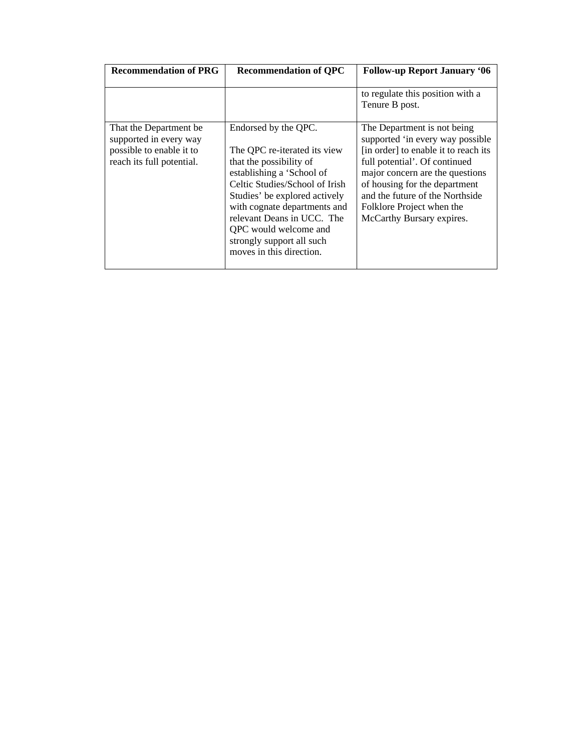| Recommendation of PRG | Recommendation of QPC | Follow-up Report January '06 |
|---|---|---|
| | | to regulate this position with a Tenure B post. |
| That the Department be supported in every way possible to enable it to reach its full potential. | Endorsed by the QPC.<br><br>The QPC re-iterated its view that the possibility of establishing a 'School of Celtic Studies/School of Irish Studies' be explored actively with cognate departments and relevant Deans in UCC. The QPC would welcome and strongly support all such moves in this direction. | The Department is not being supported 'in every way possible [in order] to enable it to reach its full potential'. Of continued major concern are the questions of housing for the department and the future of the Northside Folklore Project when the McCarthy Bursary expires. |